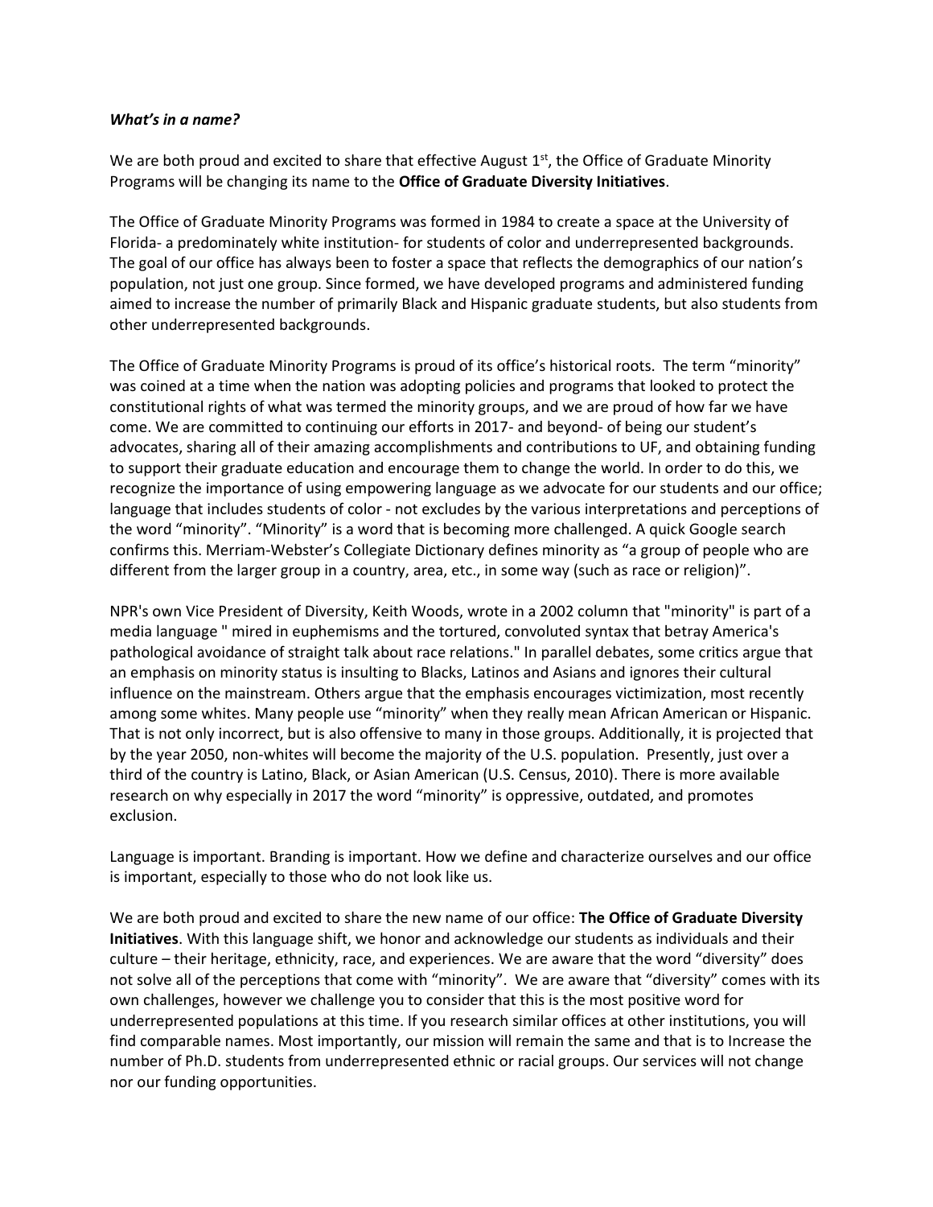***What's in a name?***

We are both proud and excited to share that effective August 1st, the Office of Graduate Minority Programs will be changing its name to the **Office of Graduate Diversity Initiatives**.

The Office of Graduate Minority Programs was formed in 1984 to create a space at the University of Florida- a predominately white institution- for students of color and underrepresented backgrounds. The goal of our office has always been to foster a space that reflects the demographics of our nation's population, not just one group. Since formed, we have developed programs and administered funding aimed to increase the number of primarily Black and Hispanic graduate students, but also students from other underrepresented backgrounds.

The Office of Graduate Minority Programs is proud of its office's historical roots. The term "minority" was coined at a time when the nation was adopting policies and programs that looked to protect the constitutional rights of what was termed the minority groups, and we are proud of how far we have come. We are committed to continuing our efforts in 2017- and beyond- of being our student's advocates, sharing all of their amazing accomplishments and contributions to UF, and obtaining funding to support their graduate education and encourage them to change the world. In order to do this, we recognize the importance of using empowering language as we advocate for our students and our office; language that includes students of color - not excludes by the various interpretations and perceptions of the word "minority". "Minority" is a word that is becoming more challenged. A quick Google search confirms this. Merriam-Webster's Collegiate Dictionary defines minority as "a group of people who are different from the larger group in a country, area, etc., in some way (such as race or religion)".

NPR's own Vice President of Diversity, Keith Woods, wrote in a 2002 column that "minority" is part of a media language " mired in euphemisms and the tortured, convoluted syntax that betray America's pathological avoidance of straight talk about race relations." In parallel debates, some critics argue that an emphasis on minority status is insulting to Blacks, Latinos and Asians and ignores their cultural influence on the mainstream. Others argue that the emphasis encourages victimization, most recently among some whites. Many people use "minority" when they really mean African American or Hispanic. That is not only incorrect, but is also offensive to many in those groups. Additionally, it is projected that by the year 2050, non-whites will become the majority of the U.S. population. Presently, just over a third of the country is Latino, Black, or Asian American (U.S. Census, 2010). There is more available research on why especially in 2017 the word "minority" is oppressive, outdated, and promotes exclusion.

Language is important. Branding is important. How we define and characterize ourselves and our office is important, especially to those who do not look like us.

We are both proud and excited to share the new name of our office: **The Office of Graduate Diversity Initiatives**. With this language shift, we honor and acknowledge our students as individuals and their culture – their heritage, ethnicity, race, and experiences. We are aware that the word "diversity" does not solve all of the perceptions that come with "minority". We are aware that "diversity" comes with its own challenges, however we challenge you to consider that this is the most positive word for underrepresented populations at this time. If you research similar offices at other institutions, you will find comparable names. Most importantly, our mission will remain the same and that is to Increase the number of Ph.D. students from underrepresented ethnic or racial groups. Our services will not change nor our funding opportunities.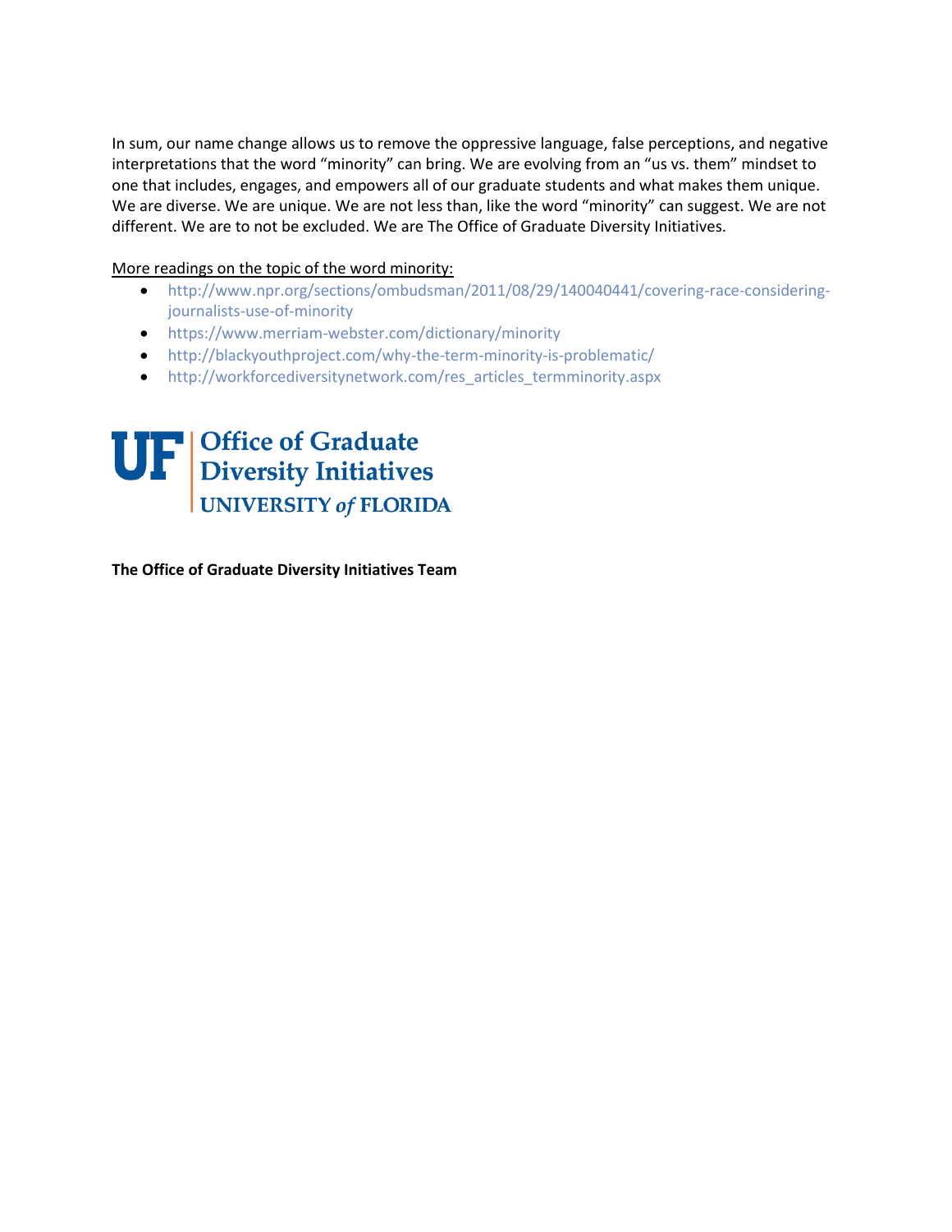In sum, our name change allows us to remove the oppressive language, false perceptions, and negative interpretations that the word "minority" can bring. We are evolving from an "us vs. them" mindset to one that includes, engages, and empowers all of our graduate students and what makes them unique. We are diverse. We are unique. We are not less than, like the word "minority" can suggest. We are not different. We are to not be excluded. We are The Office of Graduate Diversity Initiatives.

More readings on the topic of the word minority:

- http://www.npr.org/sections/ombudsman/2011/08/29/140040441/covering-race-considering-journalists-use-of-minority
- https://www.merriam-webster.com/dictionary/minority
- http://blackyouthproject.com/why-the-term-minority-is-problematic/
- http://workforcediversitynetwork.com/res_articles_termminority.aspx

UF | Office of Graduate Diversity Initiatives
UNIVERSITY *of* FLORIDA

**The Office of Graduate Diversity Initiatives Team**